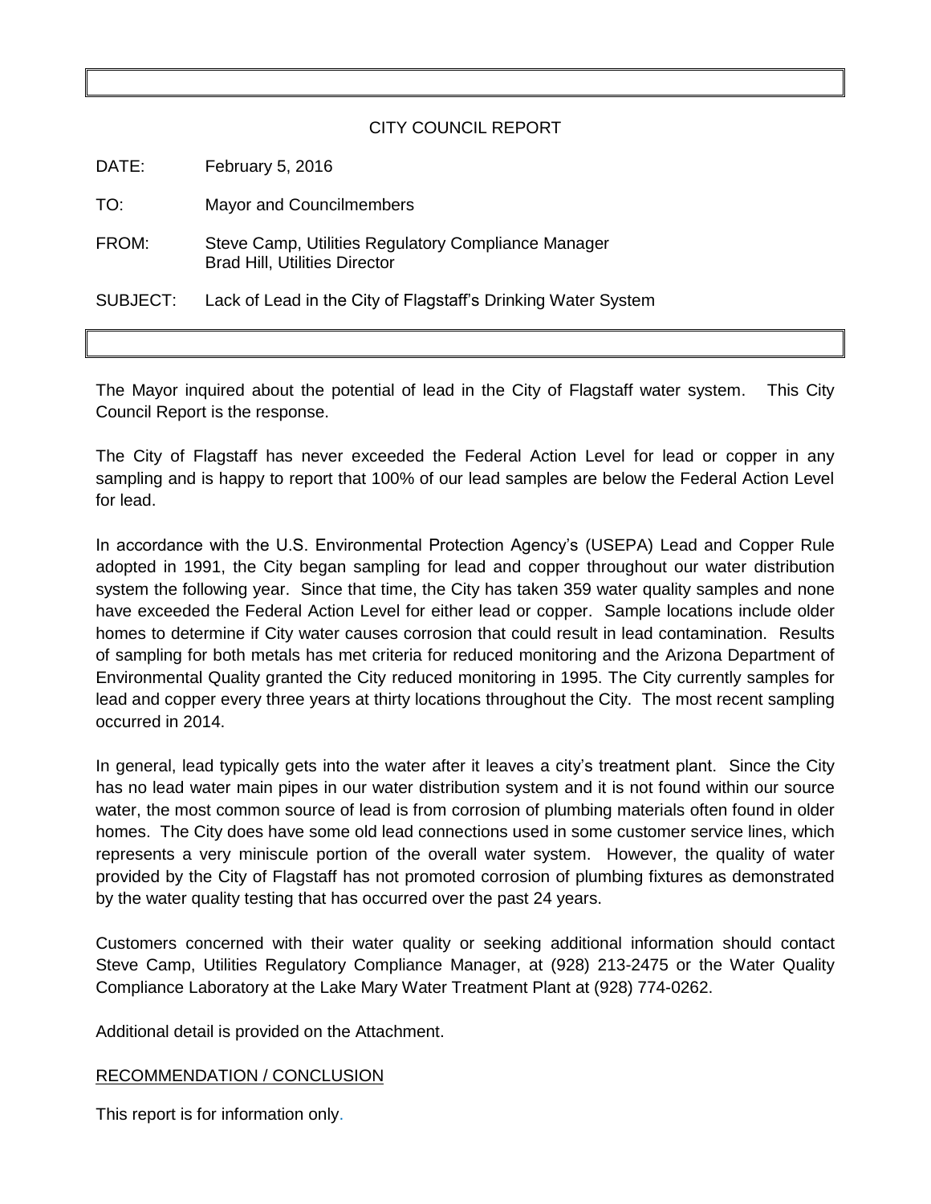# CITY COUNCIL REPORT

DATE: February 5, 2016

TO: Mayor and Councilmembers

FROM: Steve Camp, Utilities Regulatory Compliance Manager
Brad Hill, Utilities Director

SUBJECT: Lack of Lead in the City of Flagstaff's Drinking Water System

The Mayor inquired about the potential of lead in the City of Flagstaff water system. This City Council Report is the response.

The City of Flagstaff has never exceeded the Federal Action Level for lead or copper in any sampling and is happy to report that 100% of our lead samples are below the Federal Action Level for lead.

In accordance with the U.S. Environmental Protection Agency's (USEPA) Lead and Copper Rule adopted in 1991, the City began sampling for lead and copper throughout our water distribution system the following year. Since that time, the City has taken 359 water quality samples and none have exceeded the Federal Action Level for either lead or copper. Sample locations include older homes to determine if City water causes corrosion that could result in lead contamination. Results of sampling for both metals has met criteria for reduced monitoring and the Arizona Department of Environmental Quality granted the City reduced monitoring in 1995. The City currently samples for lead and copper every three years at thirty locations throughout the City. The most recent sampling occurred in 2014.

In general, lead typically gets into the water after it leaves a city's treatment plant. Since the City has no lead water main pipes in our water distribution system and it is not found within our source water, the most common source of lead is from corrosion of plumbing materials often found in older homes. The City does have some old lead connections used in some customer service lines, which represents a very miniscule portion of the overall water system. However, the quality of water provided by the City of Flagstaff has not promoted corrosion of plumbing fixtures as demonstrated by the water quality testing that has occurred over the past 24 years.

Customers concerned with their water quality or seeking additional information should contact Steve Camp, Utilities Regulatory Compliance Manager, at (928) 213-2475 or the Water Quality Compliance Laboratory at the Lake Mary Water Treatment Plant at (928) 774-0262.

Additional detail is provided on the Attachment.

## RECOMMENDATION / CONCLUSION

This report is for information only.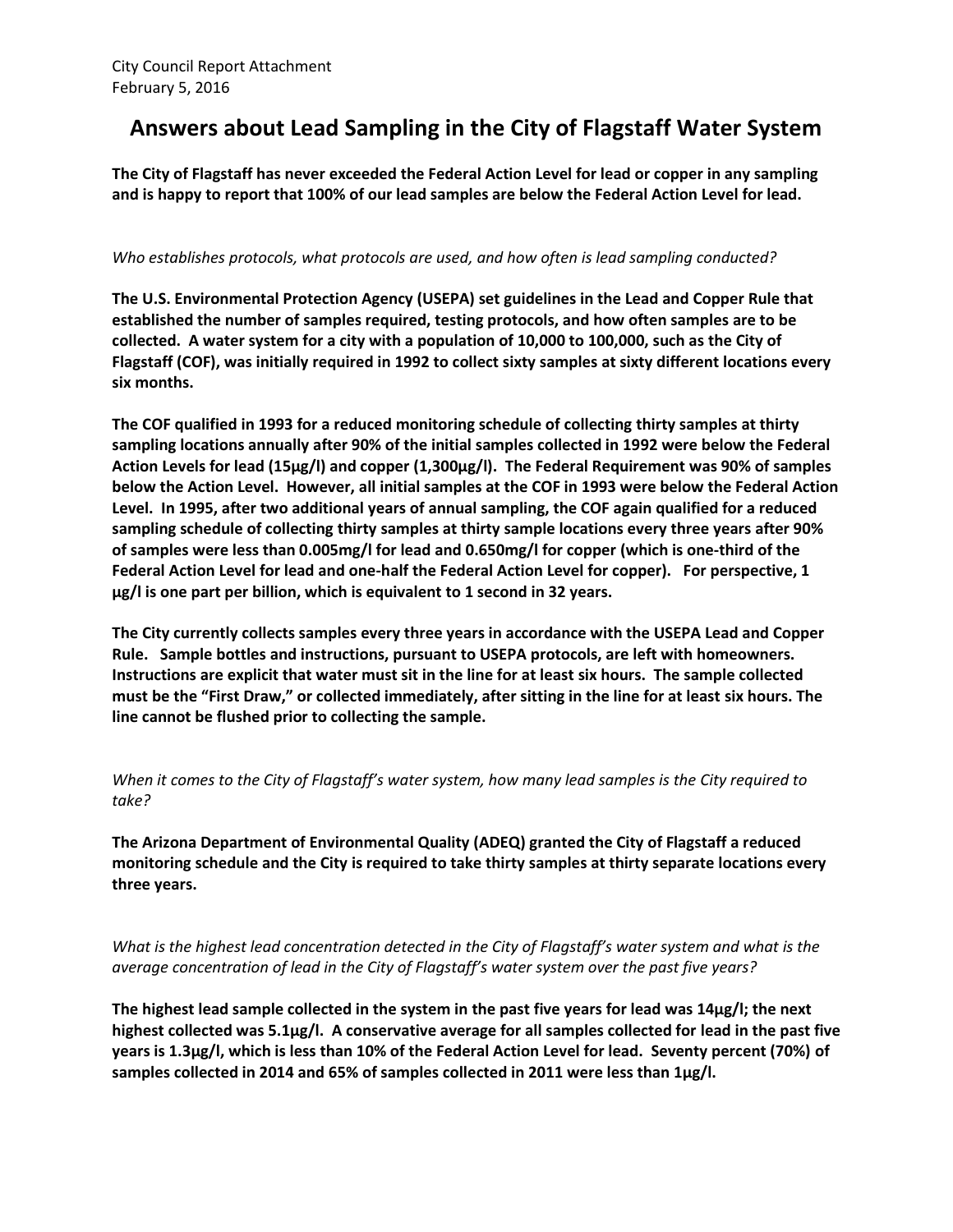City Council Report Attachment
February 5, 2016

# Answers about Lead Sampling in the City of Flagstaff Water System

**The City of Flagstaff has never exceeded the Federal Action Level for lead or copper in any sampling and is happy to report that 100% of our lead samples are below the Federal Action Level for lead.**

*Who establishes protocols, what protocols are used, and how often is lead sampling conducted?*

**The U.S. Environmental Protection Agency (USEPA) set guidelines in the Lead and Copper Rule that established the number of samples required, testing protocols, and how often samples are to be collected. A water system for a city with a population of 10,000 to 100,000, such as the City of Flagstaff (COF), was initially required in 1992 to collect sixty samples at sixty different locations every six months.**

**The COF qualified in 1993 for a reduced monitoring schedule of collecting thirty samples at thirty sampling locations annually after 90% of the initial samples collected in 1992 were below the Federal Action Levels for lead (15µg/l) and copper (1,300µg/l). The Federal Requirement was 90% of samples below the Action Level. However, all initial samples at the COF in 1993 were below the Federal Action Level. In 1995, after two additional years of annual sampling, the COF again qualified for a reduced sampling schedule of collecting thirty samples at thirty sample locations every three years after 90% of samples were less than 0.005mg/l for lead and 0.650mg/l for copper (which is one-third of the Federal Action Level for lead and one-half the Federal Action Level for copper). For perspective, 1 µg/l is one part per billion, which is equivalent to 1 second in 32 years.**

**The City currently collects samples every three years in accordance with the USEPA Lead and Copper Rule. Sample bottles and instructions, pursuant to USEPA protocols, are left with homeowners. Instructions are explicit that water must sit in the line for at least six hours. The sample collected must be the "First Draw," or collected immediately, after sitting in the line for at least six hours. The line cannot be flushed prior to collecting the sample.**

*When it comes to the City of Flagstaff's water system, how many lead samples is the City required to take?*

**The Arizona Department of Environmental Quality (ADEQ) granted the City of Flagstaff a reduced monitoring schedule and the City is required to take thirty samples at thirty separate locations every three years.**

*What is the highest lead concentration detected in the City of Flagstaff's water system and what is the average concentration of lead in the City of Flagstaff's water system over the past five years?*

**The highest lead sample collected in the system in the past five years for lead was 14µg/l; the next highest collected was 5.1µg/l. A conservative average for all samples collected for lead in the past five years is 1.3µg/l, which is less than 10% of the Federal Action Level for lead. Seventy percent (70%) of samples collected in 2014 and 65% of samples collected in 2011 were less than 1µg/l.**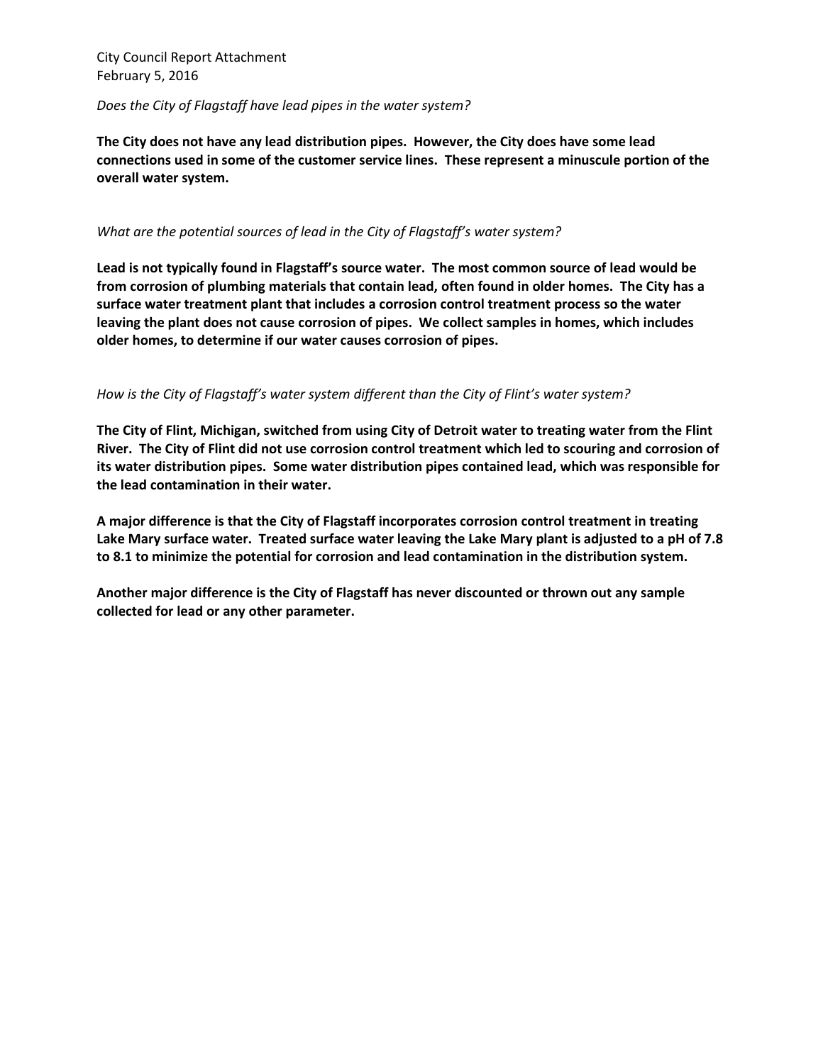City Council Report Attachment
February 5, 2016

*Does the City of Flagstaff have lead pipes in the water system?*

**The City does not have any lead distribution pipes. However, the City does have some lead connections used in some of the customer service lines. These represent a minuscule portion of the overall water system.**

*What are the potential sources of lead in the City of Flagstaff's water system?*

**Lead is not typically found in Flagstaff's source water. The most common source of lead would be from corrosion of plumbing materials that contain lead, often found in older homes. The City has a surface water treatment plant that includes a corrosion control treatment process so the water leaving the plant does not cause corrosion of pipes. We collect samples in homes, which includes older homes, to determine if our water causes corrosion of pipes.**

*How is the City of Flagstaff's water system different than the City of Flint's water system?*

**The City of Flint, Michigan, switched from using City of Detroit water to treating water from the Flint River. The City of Flint did not use corrosion control treatment which led to scouring and corrosion of its water distribution pipes. Some water distribution pipes contained lead, which was responsible for the lead contamination in their water.**

**A major difference is that the City of Flagstaff incorporates corrosion control treatment in treating Lake Mary surface water. Treated surface water leaving the Lake Mary plant is adjusted to a pH of 7.8 to 8.1 to minimize the potential for corrosion and lead contamination in the distribution system.**

**Another major difference is the City of Flagstaff has never discounted or thrown out any sample collected for lead or any other parameter.**